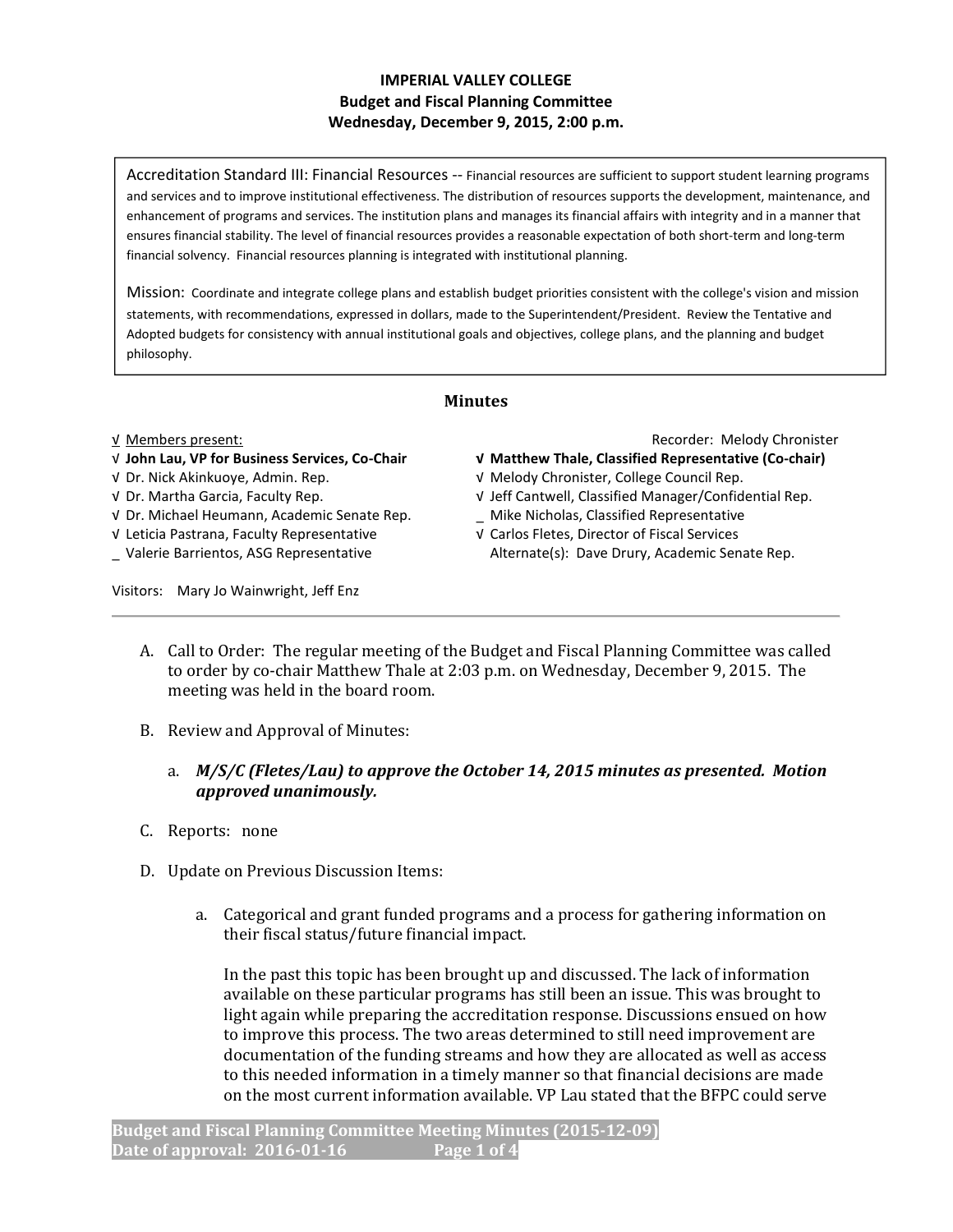# IMPERIAL VALLEY COLLEGE
## Budget and Fiscal Planning Committee
### Wednesday, December 9, 2015, 2:00 p.m.

> Accreditation Standard III: Financial Resources -- Financial resources are sufficient to support student learning programs and services and to improve institutional effectiveness. The distribution of resources supports the development, maintenance, and enhancement of programs and services. The institution plans and manages its financial affairs with integrity and in a manner that ensures financial stability. The level of financial resources provides a reasonable expectation of both short-term and long-term financial solvency. Financial resources planning is integrated with institutional planning.
>
> Mission: Coordinate and integrate college plans and establish budget priorities consistent with the college's vision and mission statements, with recommendations, expressed in dollars, made to the Superintendent/President. Review the Tentative and Adopted budgets for consistency with annual institutional goals and objectives, college plans, and the planning and budget philosophy.

## Minutes

√ Members present:

Recorder: Melody Chronister

- √ **John Lau, VP for Business Services, Co-Chair**
- √ Dr. Nick Akinkuoye, Admin. Rep.
- √ Dr. Martha Garcia, Faculty Rep.
- √ Dr. Michael Heumann, Academic Senate Rep.
- √ Leticia Pastrana, Faculty Representative
- _ Valerie Barrientos, ASG Representative
- √ **Matthew Thale, Classified Representative (Co-chair)**
- √ Melody Chronister, College Council Rep.
- √ Jeff Cantwell, Classified Manager/Confidential Rep.
- _ Mike Nicholas, Classified Representative
- √ Carlos Fletes, Director of Fiscal Services

Alternate(s): Dave Drury, Academic Senate Rep.

Visitors: Mary Jo Wainwright, Jeff Enz

A. Call to Order: The regular meeting of the Budget and Fiscal Planning Committee was called to order by co-chair Matthew Thale at 2:03 p.m. on Wednesday, December 9, 2015. The meeting was held in the board room.

B. Review and Approval of Minutes:

   a. ***M/S/C (Fletes/Lau) to approve the October 14, 2015 minutes as presented. Motion approved unanimously.***

C. Reports: none

D. Update on Previous Discussion Items:

   a. Categorical and grant funded programs and a process for gathering information on their fiscal status/future financial impact.

      In the past this topic has been brought up and discussed. The lack of information available on these particular programs has still been an issue. This was brought to light again while preparing the accreditation response. Discussions ensued on how to improve this process. The two areas determined to still need improvement are documentation of the funding streams and how they are allocated as well as access to this needed information in a timely manner so that financial decisions are made on the most current information available. VP Lau stated that the BFPC could serve

Budget and Fiscal Planning Committee Meeting Minutes (2015-12-09)
Date of approval: 2016-01-16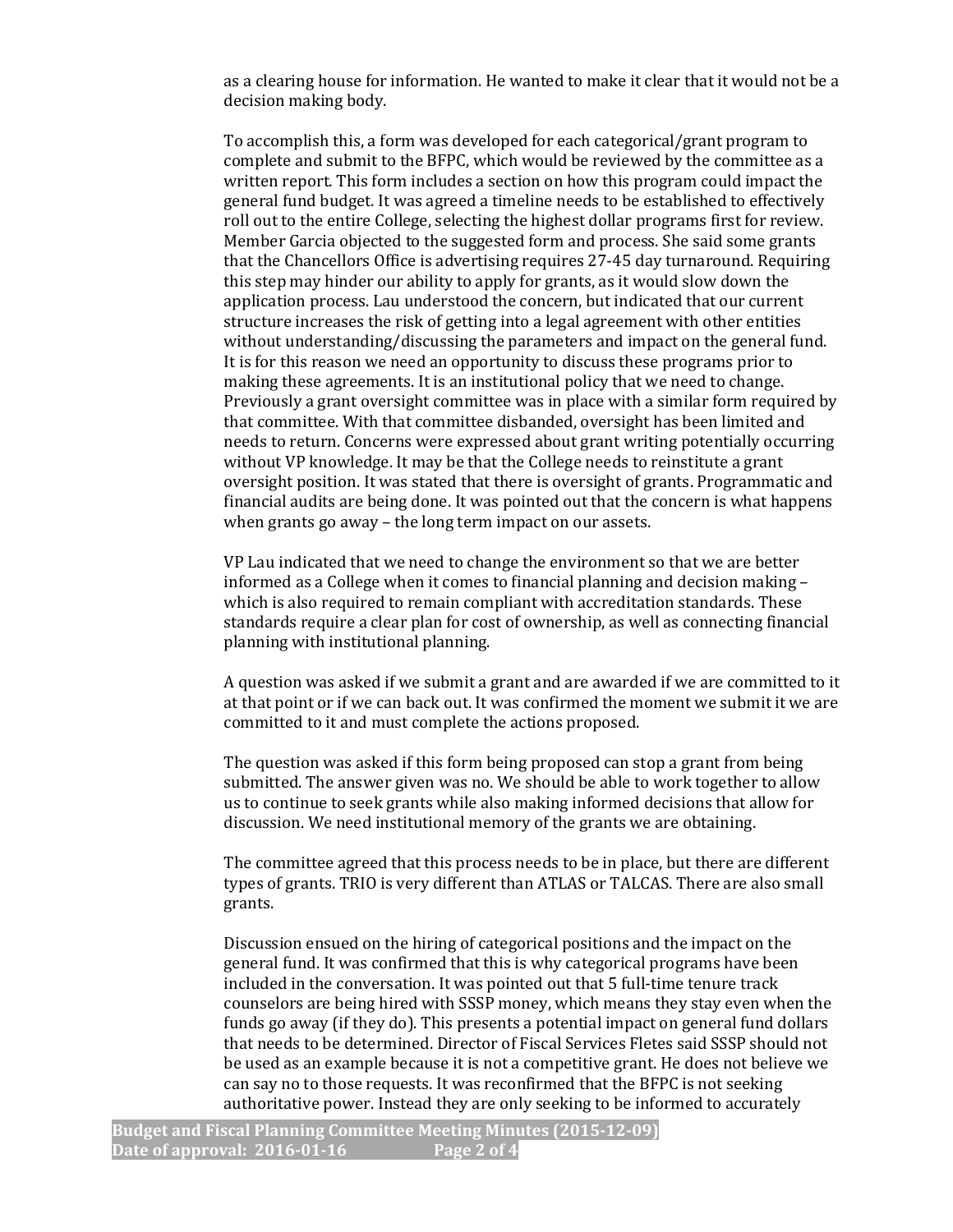as a clearing house for information. He wanted to make it clear that it would not be a decision making body.

To accomplish this, a form was developed for each categorical/grant program to complete and submit to the BFPC, which would be reviewed by the committee as a written report. This form includes a section on how this program could impact the general fund budget. It was agreed a timeline needs to be established to effectively roll out to the entire College, selecting the highest dollar programs first for review. Member Garcia objected to the suggested form and process. She said some grants that the Chancellors Office is advertising requires 27-45 day turnaround. Requiring this step may hinder our ability to apply for grants, as it would slow down the application process. Lau understood the concern, but indicated that our current structure increases the risk of getting into a legal agreement with other entities without understanding/discussing the parameters and impact on the general fund. It is for this reason we need an opportunity to discuss these programs prior to making these agreements. It is an institutional policy that we need to change. Previously a grant oversight committee was in place with a similar form required by that committee. With that committee disbanded, oversight has been limited and needs to return. Concerns were expressed about grant writing potentially occurring without VP knowledge. It may be that the College needs to reinstitute a grant oversight position. It was stated that there is oversight of grants. Programmatic and financial audits are being done. It was pointed out that the concern is what happens when grants go away – the long term impact on our assets.

VP Lau indicated that we need to change the environment so that we are better informed as a College when it comes to financial planning and decision making – which is also required to remain compliant with accreditation standards. These standards require a clear plan for cost of ownership, as well as connecting financial planning with institutional planning.

A question was asked if we submit a grant and are awarded if we are committed to it at that point or if we can back out. It was confirmed the moment we submit it we are committed to it and must complete the actions proposed.

The question was asked if this form being proposed can stop a grant from being submitted. The answer given was no. We should be able to work together to allow us to continue to seek grants while also making informed decisions that allow for discussion. We need institutional memory of the grants we are obtaining.

The committee agreed that this process needs to be in place, but there are different types of grants. TRIO is very different than ATLAS or TALCAS. There are also small grants.

Discussion ensued on the hiring of categorical positions and the impact on the general fund. It was confirmed that this is why categorical programs have been included in the conversation. It was pointed out that 5 full-time tenure track counselors are being hired with SSSP money, which means they stay even when the funds go away (if they do). This presents a potential impact on general fund dollars that needs to be determined. Director of Fiscal Services Fletes said SSSP should not be used as an example because it is not a competitive grant. He does not believe we can say no to those requests. It was reconfirmed that the BFPC is not seeking authoritative power. Instead they are only seeking to be informed to accurately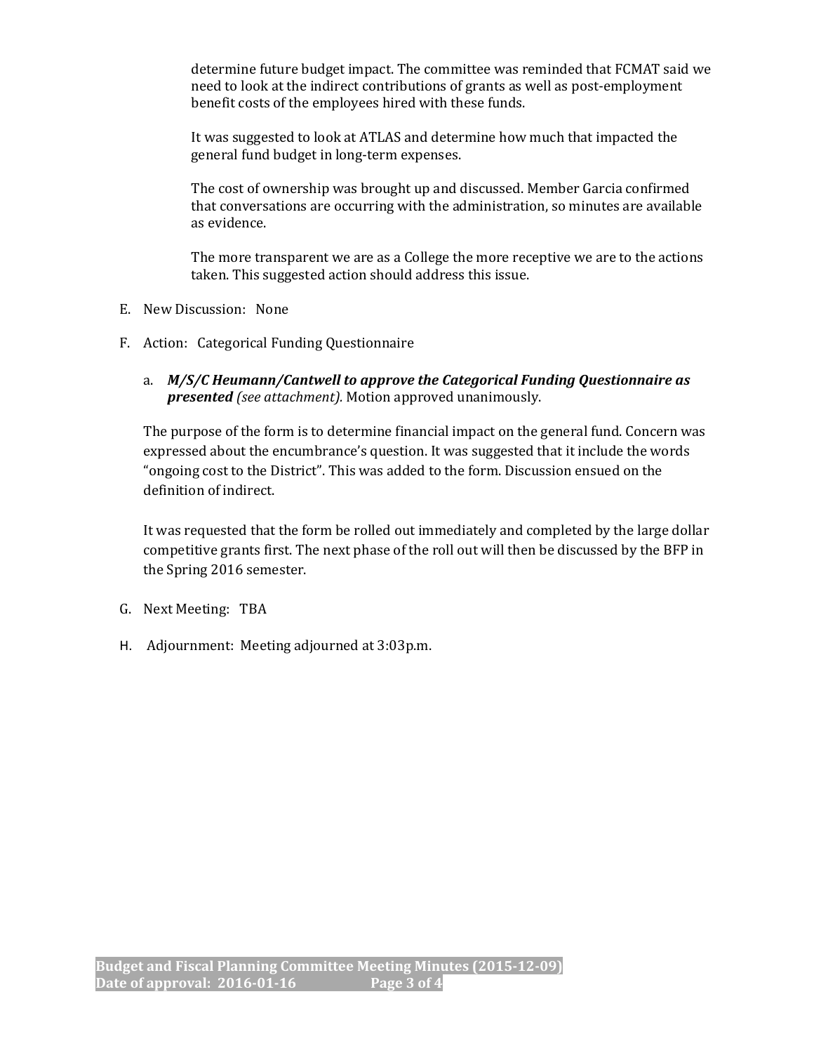determine future budget impact. The committee was reminded that FCMAT said we need to look at the indirect contributions of grants as well as post-employment benefit costs of the employees hired with these funds.

It was suggested to look at ATLAS and determine how much that impacted the general fund budget in long-term expenses.

The cost of ownership was brought up and discussed. Member Garcia confirmed that conversations are occurring with the administration, so minutes are available as evidence.

The more transparent we are as a College the more receptive we are to the actions taken. This suggested action should address this issue.

E. New Discussion: None

F. Action: Categorical Funding Questionnaire

   a. ***M/S/C Heumann/Cantwell to approve the Categorical Funding Questionnaire as presented*** *(see attachment).* Motion approved unanimously.

   The purpose of the form is to determine financial impact on the general fund. Concern was expressed about the encumbrance's question. It was suggested that it include the words "ongoing cost to the District". This was added to the form. Discussion ensued on the definition of indirect.

   It was requested that the form be rolled out immediately and completed by the large dollar competitive grants first. The next phase of the roll out will then be discussed by the BFP in the Spring 2016 semester.

G. Next Meeting: TBA

H. Adjournment: Meeting adjourned at 3:03p.m.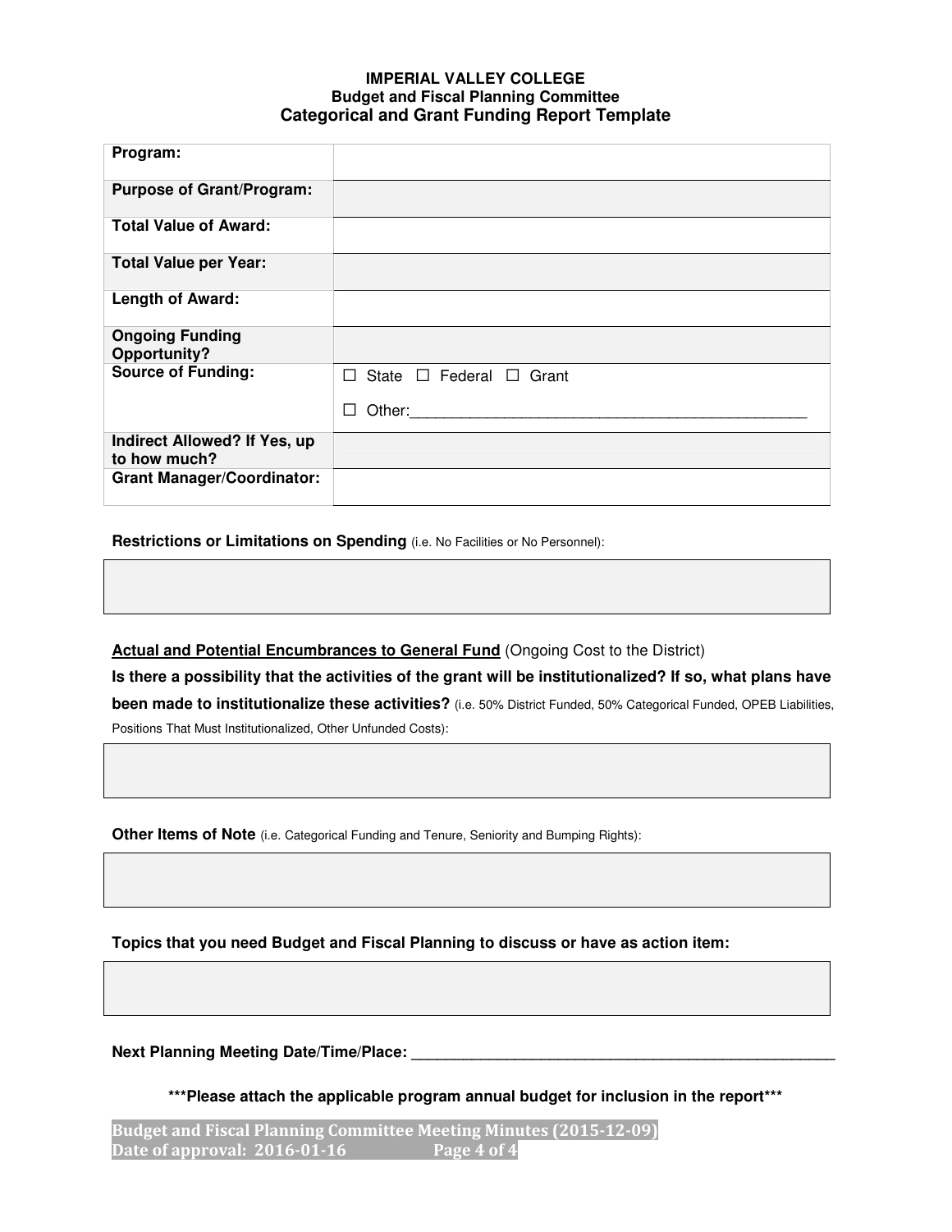**IMPERIAL VALLEY COLLEGE**
**Budget and Fiscal Planning Committee**

## Categorical and Grant Funding Report Template

| | |
|---|---|
| **Program:** | |
| **Purpose of Grant/Program:** | |
| **Total Value of Award:** | |
| **Total Value per Year:** | |
| **Length of Award:** | |
| **Ongoing Funding Opportunity?** | |
| **Source of Funding:** | ☐ State ☐ Federal ☐ Grant<br>☐ Other:_______________________________________________ |
| **Indirect Allowed? If Yes, up to how much?** | |
| **Grant Manager/Coordinator:** | |

**Restrictions or Limitations on Spending** (i.e. No Facilities or No Personnel):

<u>**Actual and Potential Encumbrances to General Fund**</u> (Ongoing Cost to the District)

**Is there a possibility that the activities of the grant will be institutionalized? If so, what plans have been made to institutionalize these activities?** (i.e. 50% District Funded, 50% Categorical Funded, OPEB Liabilities, Positions That Must Institutionalized, Other Unfunded Costs):

**Other Items of Note** (i.e. Categorical Funding and Tenure, Seniority and Bumping Rights):

**Topics that you need Budget and Fiscal Planning to discuss or have as action item:**

**Next Planning Meeting Date/Time/Place:** _____________________________________________________

**\*\*\*Please attach the applicable program annual budget for inclusion in the report\*\*\***

**Budget and Fiscal Planning Committee Meeting Minutes (2015-12-09)**
**Date of approval: 2016-01-16**